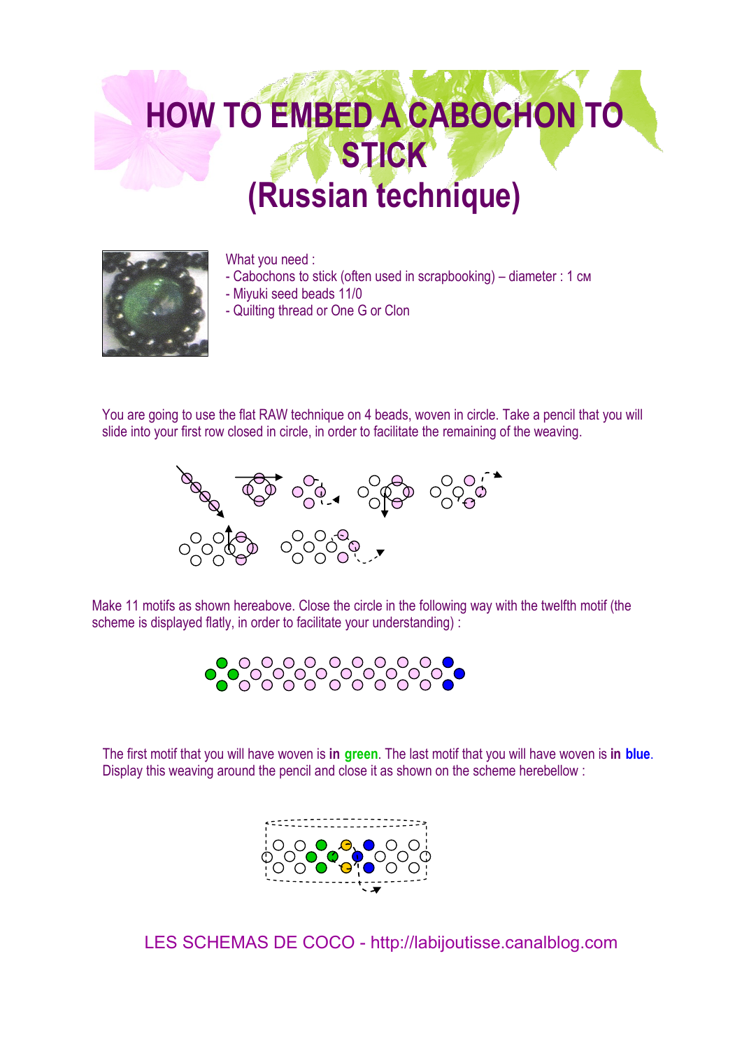# HOW TO EMBED A CABOCHON TO STICK
# (Russian technique)

What you need :
- Cabochons to stick (often used in scrapbooking) – diameter : 1 см
- Miyuki seed beads 11/0
- Quilting thread or One G or Clon

You are going to use the flat RAW technique on 4 beads, woven in circle. Take a pencil that you will slide into your first row closed in circle, in order to facilitate the remaining of the weaving.

Make 11 motifs as shown hereabove. Close the circle in the following way with the twelfth motif (the scheme is displayed flatly, in order to facilitate your understanding) :

The first motif that you will have woven is **in green**. The last motif that you will have woven is **in blue**. Display this weaving around the pencil and close it as shown on the scheme herebellow :

LES SCHEMAS DE COCO - http://labijoutisse.canalblog.com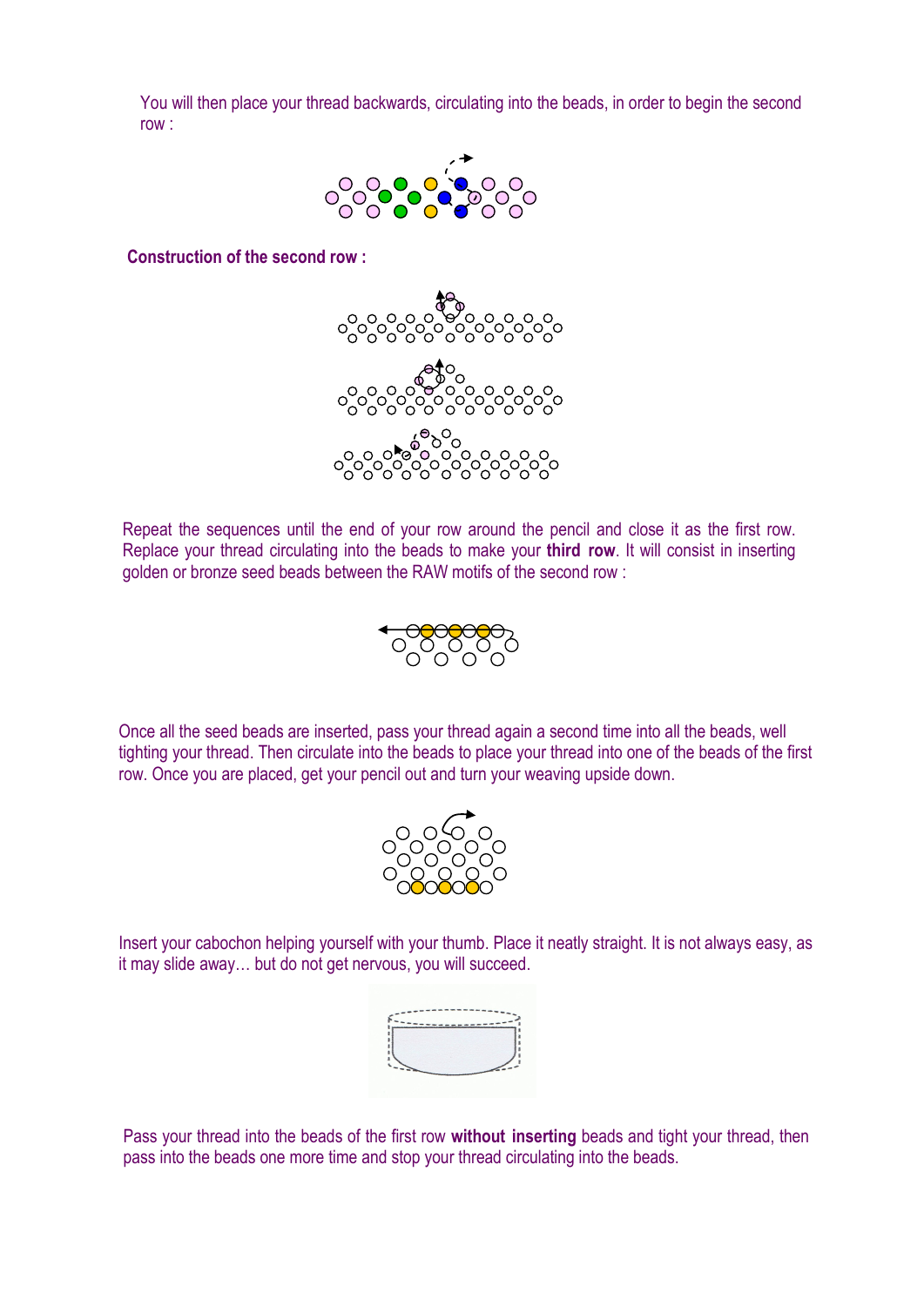You will then place your thread backwards, circulating into the beads, in order to begin the second row :

**Construction of the second row :**

Repeat the sequences until the end of your row around the pencil and close it as the first row. Replace your thread circulating into the beads to make your **third row**. It will consist in inserting golden or bronze seed beads between the RAW motifs of the second row :

Once all the seed beads are inserted, pass your thread again a second time into all the beads, well tighting your thread. Then circulate into the beads to place your thread into one of the beads of the first row. Once you are placed, get your pencil out and turn your weaving upside down.

Insert your cabochon helping yourself with your thumb. Place it neatly straight. It is not always easy, as it may slide away… but do not get nervous, you will succeed.

Pass your thread into the beads of the first row **without inserting** beads and tight your thread, then pass into the beads one more time and stop your thread circulating into the beads.